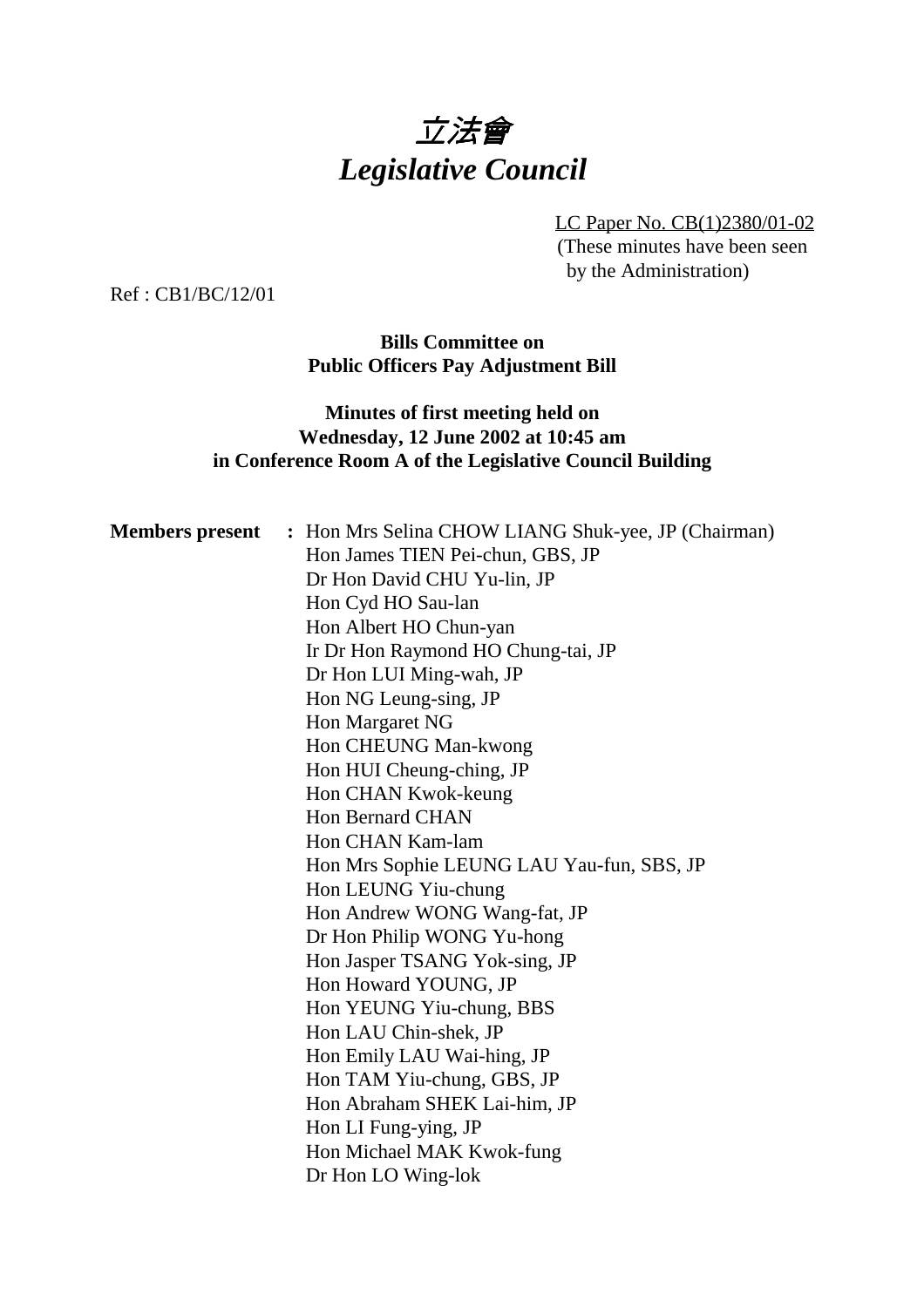# *立法會*
# *Legislative Council*

LC Paper No. CB(1)2380/01-02
(These minutes have been seen by the Administration)

Ref : CB1/BC/12/01

**Bills Committee on**
**Public Officers Pay Adjustment Bill**

**Minutes of first meeting held on**
**Wednesday, 12 June 2002 at 10:45 am**
**in Conference Room A of the Legislative Council Building**

**Members present :** Hon Mrs Selina CHOW LIANG Shuk-yee, JP (Chairman)
Hon James TIEN Pei-chun, GBS, JP
Dr Hon David CHU Yu-lin, JP
Hon Cyd HO Sau-lan
Hon Albert HO Chun-yan
Ir Dr Hon Raymond HO Chung-tai, JP
Dr Hon LUI Ming-wah, JP
Hon NG Leung-sing, JP
Hon Margaret NG
Hon CHEUNG Man-kwong
Hon HUI Cheung-ching, JP
Hon CHAN Kwok-keung
Hon Bernard CHAN
Hon CHAN Kam-lam
Hon Mrs Sophie LEUNG LAU Yau-fun, SBS, JP
Hon LEUNG Yiu-chung
Hon Andrew WONG Wang-fat, JP
Dr Hon Philip WONG Yu-hong
Hon Jasper TSANG Yok-sing, JP
Hon Howard YOUNG, JP
Hon YEUNG Yiu-chung, BBS
Hon LAU Chin-shek, JP
Hon Emily LAU Wai-hing, JP
Hon TAM Yiu-chung, GBS, JP
Hon Abraham SHEK Lai-him, JP
Hon LI Fung-ying, JP
Hon Michael MAK Kwok-fung
Dr Hon LO Wing-lok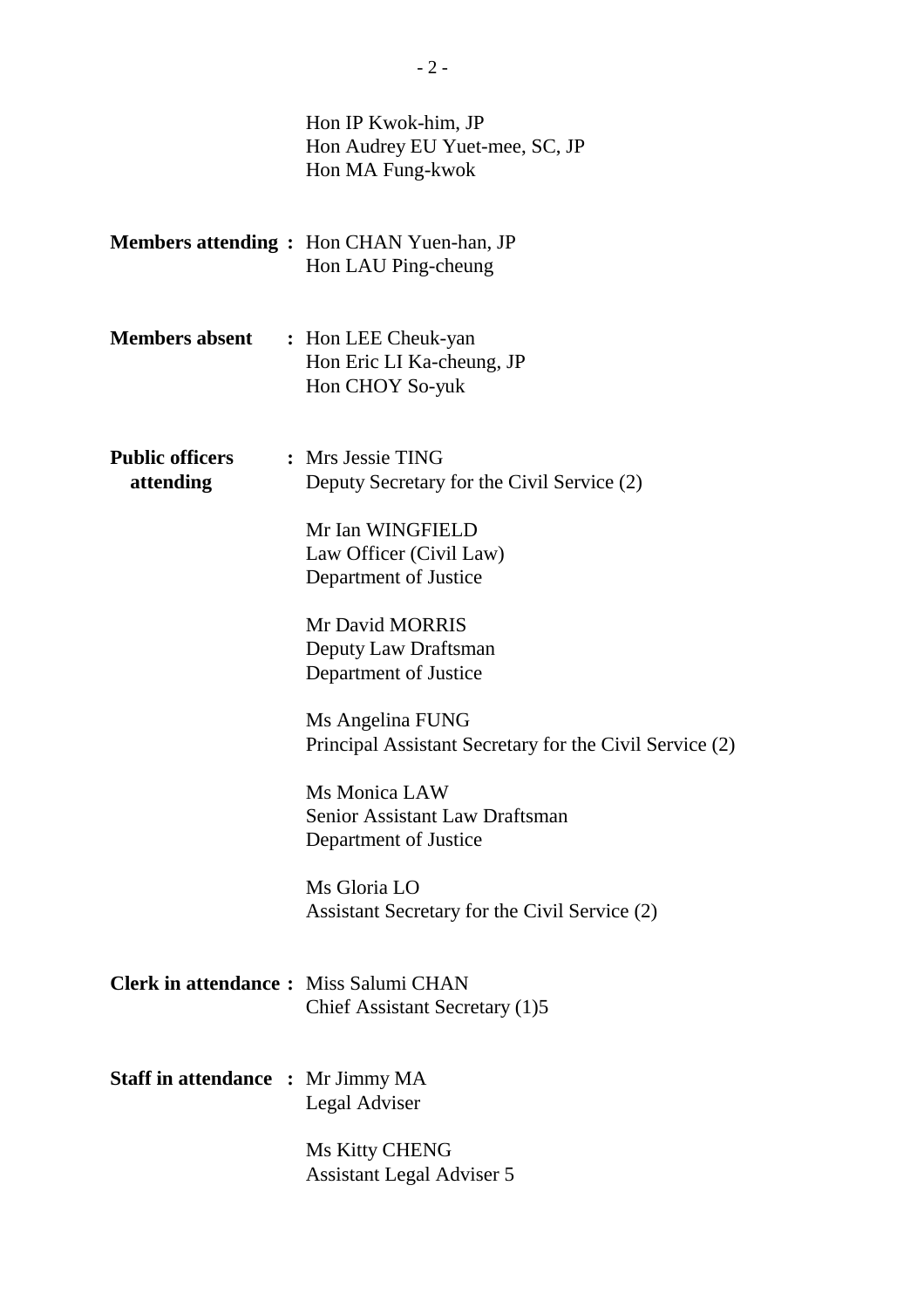Hon IP Kwok-him, JP
Hon Audrey EU Yuet-mee, SC, JP
Hon MA Fung-kwok

**Members attending :** Hon CHAN Yuen-han, JP
Hon LAU Ping-cheung

**Members absent :** Hon LEE Cheuk-yan
Hon Eric LI Ka-cheung, JP
Hon CHOY So-yuk

**Public officers attending :** Mrs Jessie TING
Deputy Secretary for the Civil Service (2)

Mr Ian WINGFIELD
Law Officer (Civil Law)
Department of Justice

Mr David MORRIS
Deputy Law Draftsman
Department of Justice

Ms Angelina FUNG
Principal Assistant Secretary for the Civil Service (2)

Ms Monica LAW
Senior Assistant Law Draftsman
Department of Justice

Ms Gloria LO
Assistant Secretary for the Civil Service (2)

**Clerk in attendance :** Miss Salumi CHAN
Chief Assistant Secretary (1)5

**Staff in attendance :** Mr Jimmy MA
Legal Adviser

Ms Kitty CHENG
Assistant Legal Adviser 5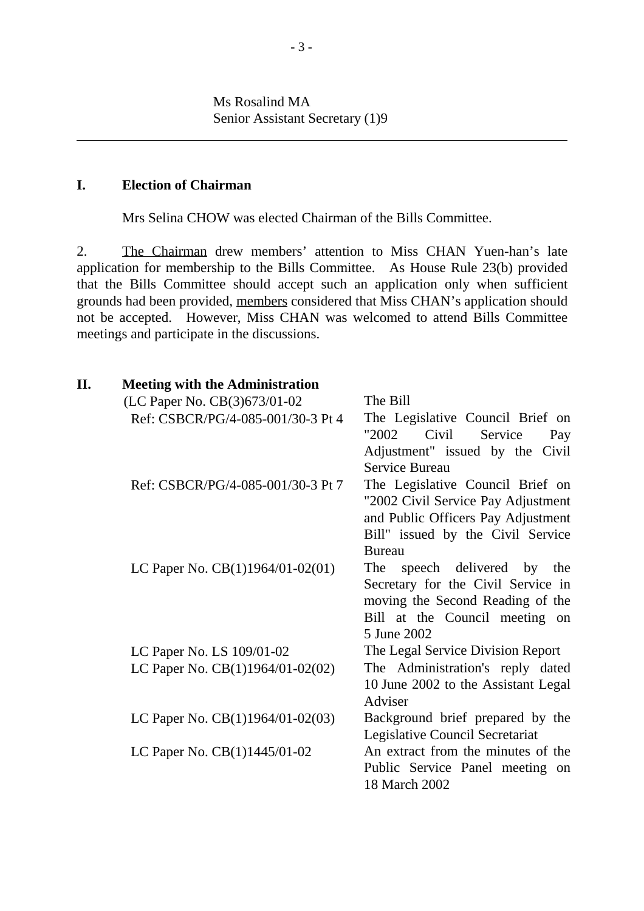Ms Rosalind MA
Senior Assistant Secretary (1)9

---

## I. Election of Chairman

Mrs Selina CHOW was elected Chairman of the Bills Committee.

2. The Chairman drew members' attention to Miss CHAN Yuen-han's late application for membership to the Bills Committee. As House Rule 23(b) provided that the Bills Committee should accept such an application only when sufficient grounds had been provided, members considered that Miss CHAN's application should not be accepted. However, Miss CHAN was welcomed to attend Bills Committee meetings and participate in the discussions.

## II. Meeting with the Administration

| | |
|---|---|
| (LC Paper No. CB(3)673/01-02 | The Bill |
| Ref: CSBCR/PG/4-085-001/30-3 Pt 4 | The Legislative Council Brief on "2002 Civil Service Pay Adjustment" issued by the Civil Service Bureau |
| Ref: CSBCR/PG/4-085-001/30-3 Pt 7 | The Legislative Council Brief on "2002 Civil Service Pay Adjustment and Public Officers Pay Adjustment Bill" issued by the Civil Service Bureau |
| LC Paper No. CB(1)1964/01-02(01) | The speech delivered by the Secretary for the Civil Service in moving the Second Reading of the Bill at the Council meeting on 5 June 2002 |
| LC Paper No. LS 109/01-02 | The Legal Service Division Report |
| LC Paper No. CB(1)1964/01-02(02) | The Administration's reply dated 10 June 2002 to the Assistant Legal Adviser |
| LC Paper No. CB(1)1964/01-02(03) | Background brief prepared by the Legislative Council Secretariat |
| LC Paper No. CB(1)1445/01-02 | An extract from the minutes of the Public Service Panel meeting on 18 March 2002 |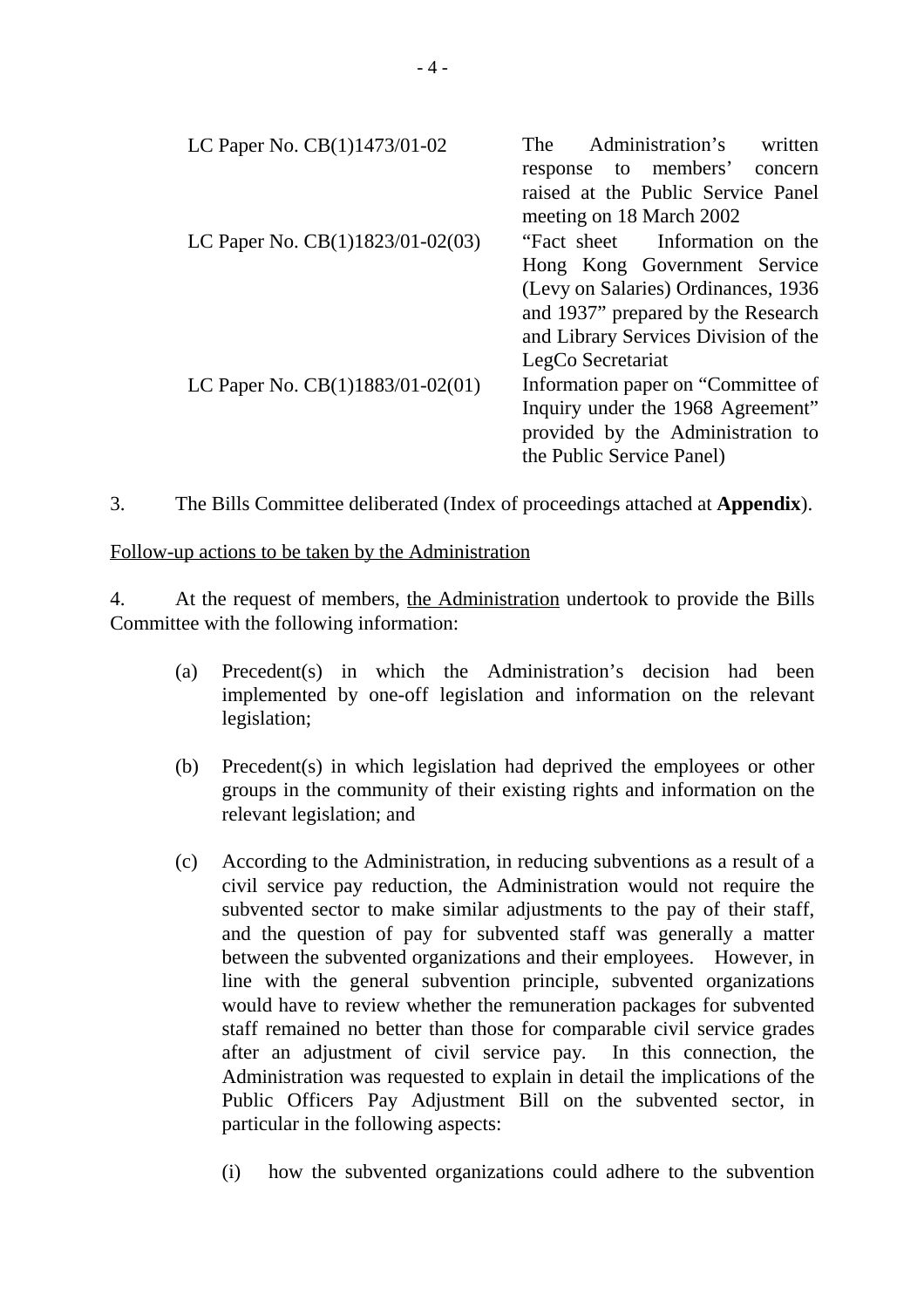| | |
|---|---|
| LC Paper No. CB(1)1473/01-02 | The Administration's written response to members' concern raised at the Public Service Panel meeting on 18 March 2002 |
| LC Paper No. CB(1)1823/01-02(03) | "Fact sheet Information on the Hong Kong Government Service (Levy on Salaries) Ordinances, 1936 and 1937" prepared by the Research and Library Services Division of the LegCo Secretariat |
| LC Paper No. CB(1)1883/01-02(01) | Information paper on "Committee of Inquiry under the 1968 Agreement" provided by the Administration to the Public Service Panel) |

3. The Bills Committee deliberated (Index of proceedings attached at **Appendix**).

<u>Follow-up actions to be taken by the Administration</u>

4. At the request of members, <u>the Administration</u> undertook to provide the Bills Committee with the following information:

(a) Precedent(s) in which the Administration's decision had been implemented by one-off legislation and information on the relevant legislation;

(b) Precedent(s) in which legislation had deprived the employees or other groups in the community of their existing rights and information on the relevant legislation; and

(c) According to the Administration, in reducing subventions as a result of a civil service pay reduction, the Administration would not require the subvented sector to make similar adjustments to the pay of their staff, and the question of pay for subvented staff was generally a matter between the subvented organizations and their employees. However, in line with the general subvention principle, subvented organizations would have to review whether the remuneration packages for subvented staff remained no better than those for comparable civil service grades after an adjustment of civil service pay. In this connection, the Administration was requested to explain in detail the implications of the Public Officers Pay Adjustment Bill on the subvented sector, in particular in the following aspects:

(i) how the subvented organizations could adhere to the subvention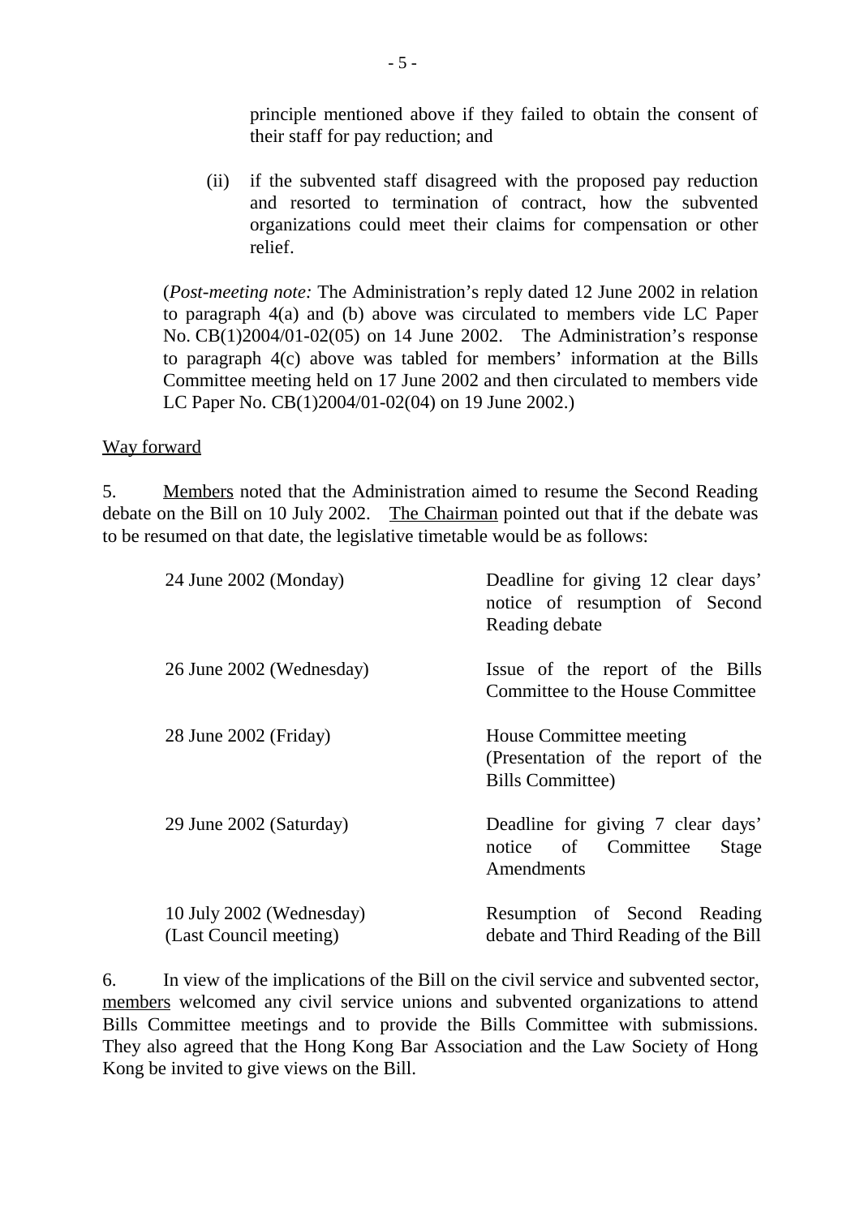principle mentioned above if they failed to obtain the consent of their staff for pay reduction; and

(ii) if the subvented staff disagreed with the proposed pay reduction and resorted to termination of contract, how the subvented organizations could meet their claims for compensation or other relief.

(*Post-meeting note:* The Administration's reply dated 12 June 2002 in relation to paragraph 4(a) and (b) above was circulated to members vide LC Paper No. CB(1)2004/01-02(05) on 14 June 2002. The Administration's response to paragraph 4(c) above was tabled for members' information at the Bills Committee meeting held on 17 June 2002 and then circulated to members vide LC Paper No. CB(1)2004/01-02(04) on 19 June 2002.)

Way forward

5. Members noted that the Administration aimed to resume the Second Reading debate on the Bill on 10 July 2002. The Chairman pointed out that if the debate was to be resumed on that date, the legislative timetable would be as follows:

| | |
|---|---|
| 24 June 2002 (Monday) | Deadline for giving 12 clear days' notice of resumption of Second Reading debate |
| 26 June 2002 (Wednesday) | Issue of the report of the Bills Committee to the House Committee |
| 28 June 2002 (Friday) | House Committee meeting (Presentation of the report of the Bills Committee) |
| 29 June 2002 (Saturday) | Deadline for giving 7 clear days' notice of Committee Stage Amendments |
| 10 July 2002 (Wednesday) (Last Council meeting) | Resumption of Second Reading debate and Third Reading of the Bill |

6. In view of the implications of the Bill on the civil service and subvented sector, members welcomed any civil service unions and subvented organizations to attend Bills Committee meetings and to provide the Bills Committee with submissions. They also agreed that the Hong Kong Bar Association and the Law Society of Hong Kong be invited to give views on the Bill.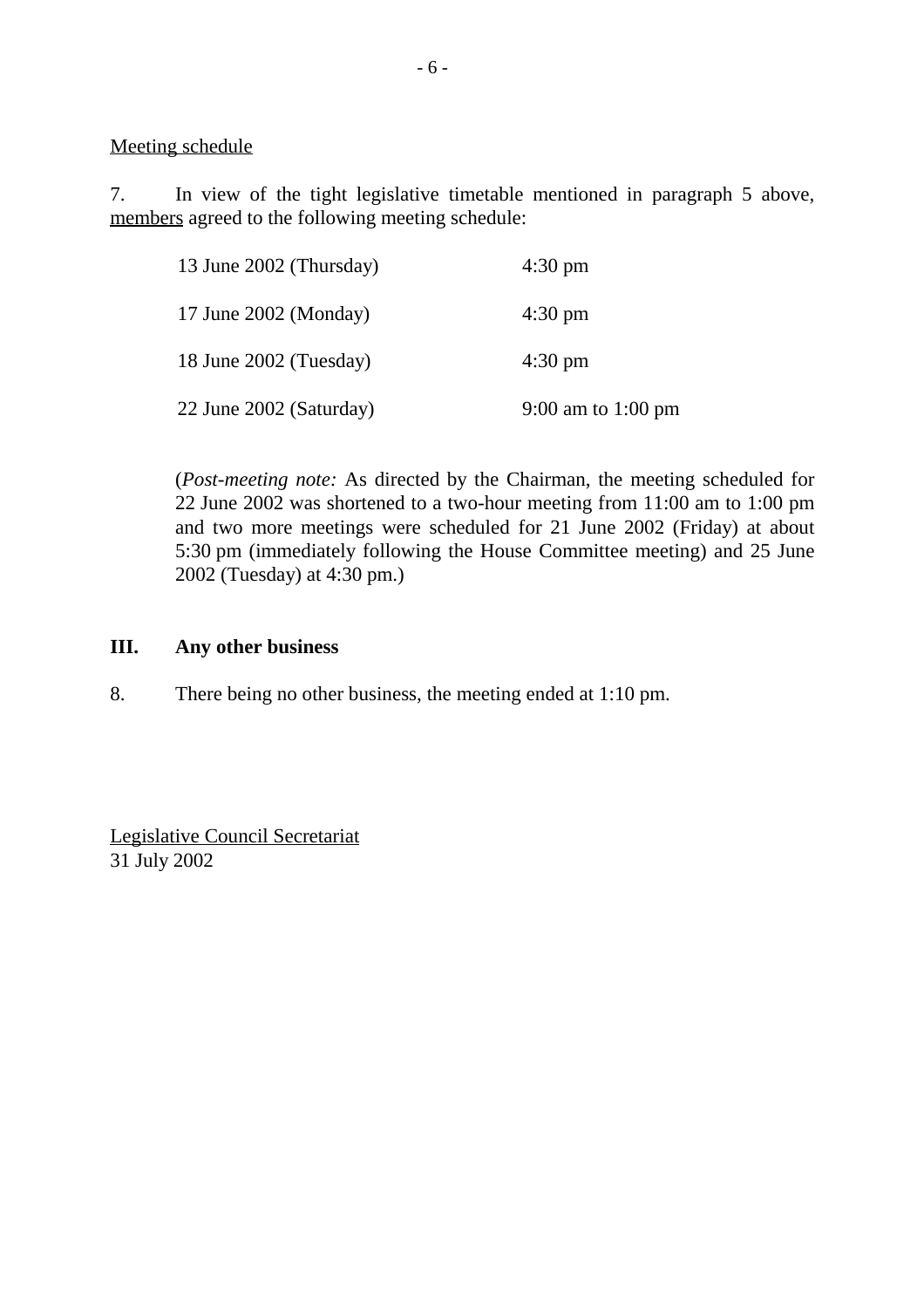<u>Meeting schedule</u>

7. In view of the tight legislative timetable mentioned in paragraph 5 above, <u>members</u> agreed to the following meeting schedule:

| | |
|---|---|
| 13 June 2002 (Thursday) | 4:30 pm |
| 17 June 2002 (Monday) | 4:30 pm |
| 18 June 2002 (Tuesday) | 4:30 pm |
| 22 June 2002 (Saturday) | 9:00 am to 1:00 pm |

(*Post-meeting note:* As directed by the Chairman, the meeting scheduled for 22 June 2002 was shortened to a two-hour meeting from 11:00 am to 1:00 pm and two more meetings were scheduled for 21 June 2002 (Friday) at about 5:30 pm (immediately following the House Committee meeting) and 25 June 2002 (Tuesday) at 4:30 pm.)

## III. Any other business

8. There being no other business, the meeting ended at 1:10 pm.

<u>Legislative Council Secretariat</u>
31 July 2002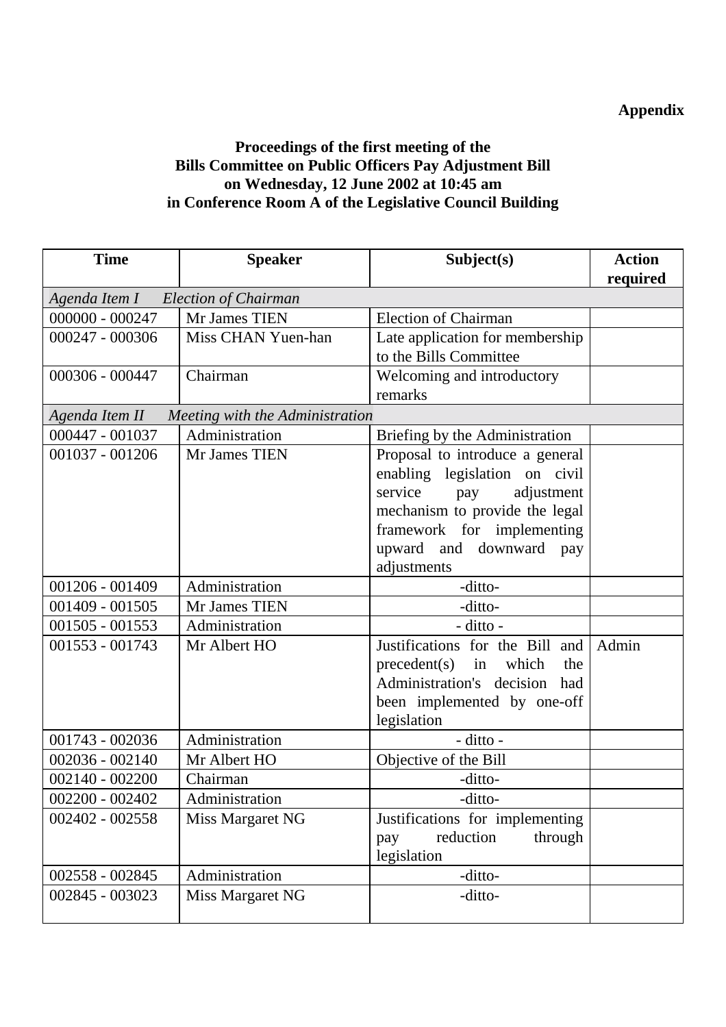**Appendix**

**Proceedings of the first meeting of the Bills Committee on Public Officers Pay Adjustment Bill on Wednesday, 12 June 2002 at 10:45 am in Conference Room A of the Legislative Council Building**

| Time | Speaker | Subject(s) | Action required |
|---|---|---|---|
| *Agenda Item I Election of Chairman* | | | |
| 000000 - 000247 | Mr James TIEN | Election of Chairman | |
| 000247 - 000306 | Miss CHAN Yuen-han | Late application for membership to the Bills Committee | |
| 000306 - 000447 | Chairman | Welcoming and introductory remarks | |
| *Agenda Item II Meeting with the Administration* | | | |
| 000447 - 001037 | Administration | Briefing by the Administration | |
| 001037 - 001206 | Mr James TIEN | Proposal to introduce a general enabling legislation on civil service pay adjustment mechanism to provide the legal framework for implementing upward and downward pay adjustments | |
| 001206 - 001409 | Administration | -ditto- | |
| 001409 - 001505 | Mr James TIEN | -ditto- | |
| 001505 - 001553 | Administration | - ditto - | |
| 001553 - 001743 | Mr Albert HO | Justifications for the Bill and precedent(s) in which the Administration's decision had been implemented by one-off legislation | Admin |
| 001743 - 002036 | Administration | - ditto - | |
| 002036 - 002140 | Mr Albert HO | Objective of the Bill | |
| 002140 - 002200 | Chairman | -ditto- | |
| 002200 - 002402 | Administration | -ditto- | |
| 002402 - 002558 | Miss Margaret NG | Justifications for implementing pay reduction through legislation | |
| 002558 - 002845 | Administration | -ditto- | |
| 002845 - 003023 | Miss Margaret NG | -ditto- | |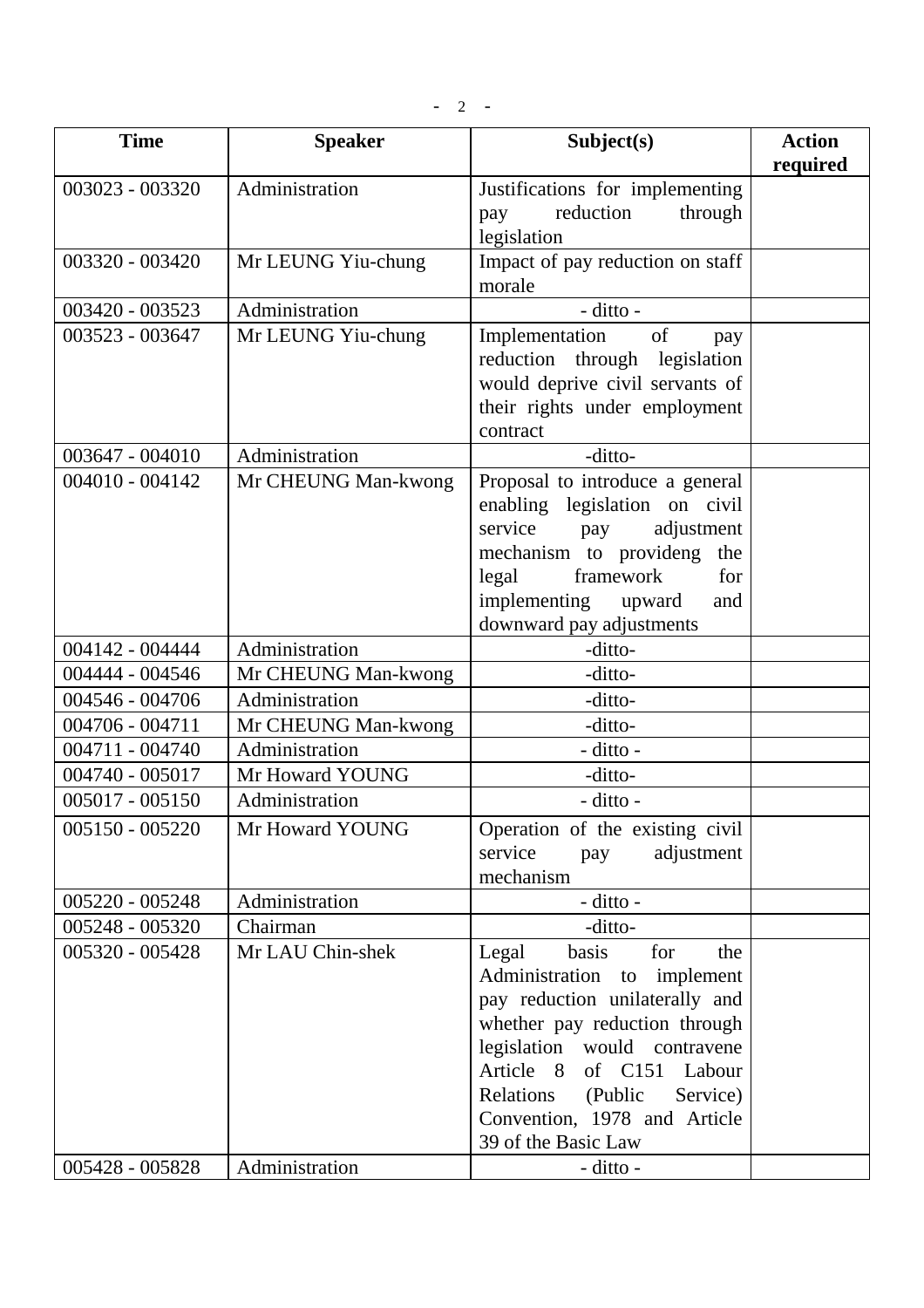| Time | Speaker | Subject(s) | Action required |
|---|---|---|---|
| 003023 - 003320 | Administration | Justifications for implementing pay reduction through legislation | |
| 003320 - 003420 | Mr LEUNG Yiu-chung | Impact of pay reduction on staff morale | |
| 003420 - 003523 | Administration | - ditto - | |
| 003523 - 003647 | Mr LEUNG Yiu-chung | Implementation of pay reduction through legislation would deprive civil servants of their rights under employment contract | |
| 003647 - 004010 | Administration | -ditto- | |
| 004010 - 004142 | Mr CHEUNG Man-kwong | Proposal to introduce a general enabling legislation on civil service pay adjustment mechanism to provideng the legal framework for implementing upward and downward pay adjustments | |
| 004142 - 004444 | Administration | -ditto- | |
| 004444 - 004546 | Mr CHEUNG Man-kwong | -ditto- | |
| 004546 - 004706 | Administration | -ditto- | |
| 004706 - 004711 | Mr CHEUNG Man-kwong | -ditto- | |
| 004711 - 004740 | Administration | - ditto - | |
| 004740 - 005017 | Mr Howard YOUNG | -ditto- | |
| 005017 - 005150 | Administration | - ditto - | |
| 005150 - 005220 | Mr Howard YOUNG | Operation of the existing civil service pay adjustment mechanism | |
| 005220 - 005248 | Administration | - ditto - | |
| 005248 - 005320 | Chairman | -ditto- | |
| 005320 - 005428 | Mr LAU Chin-shek | Legal basis for the Administration to implement pay reduction unilaterally and whether pay reduction through legislation would contravene Article 8 of C151 Labour Relations (Public Service) Convention, 1978 and Article 39 of the Basic Law | |
| 005428 - 005828 | Administration | - ditto - | |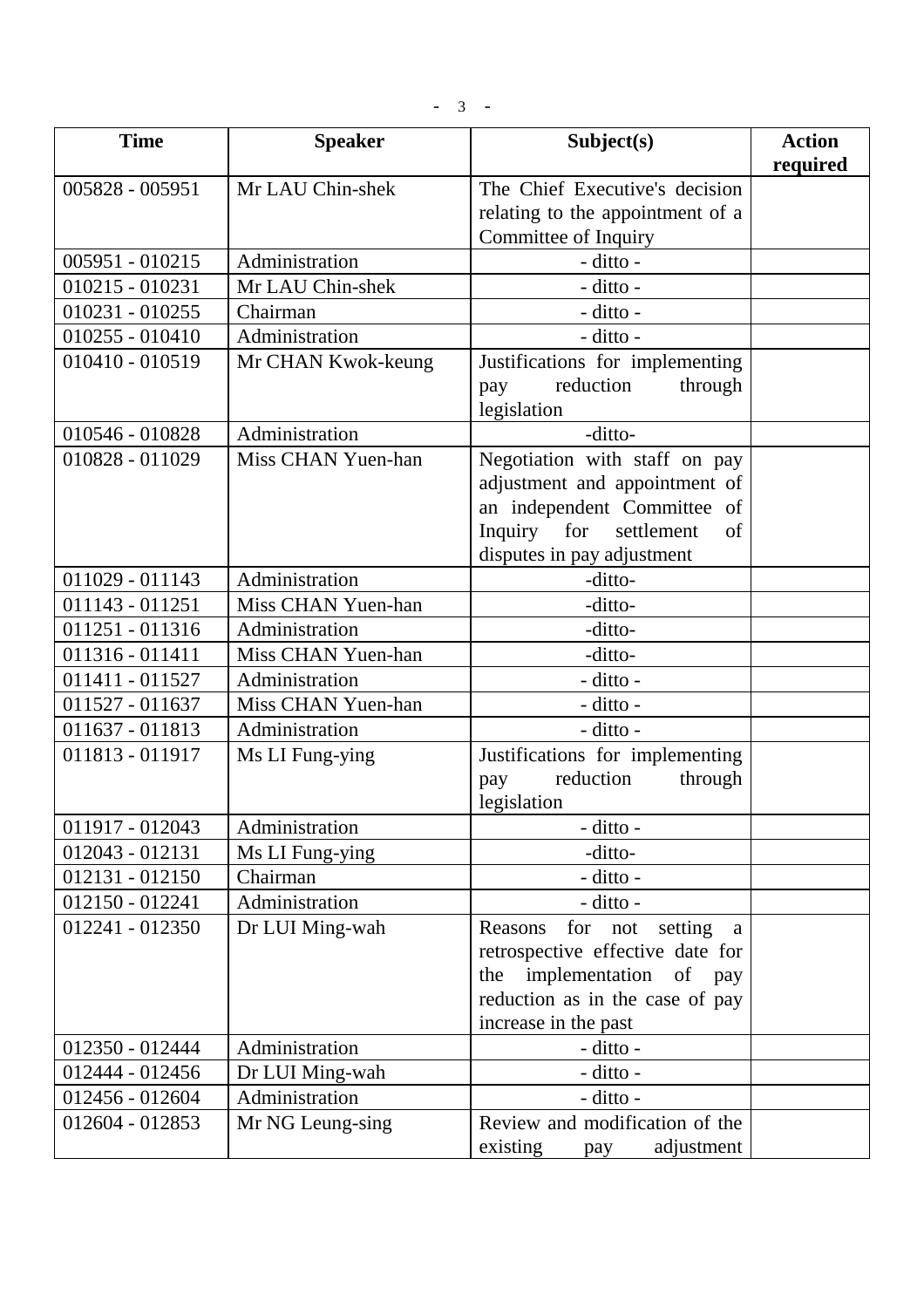| Time | Speaker | Subject(s) | Action required |
|---|---|---|---|
| 005828 - 005951 | Mr LAU Chin-shek | The Chief Executive's decision relating to the appointment of a Committee of Inquiry | |
| 005951 - 010215 | Administration | - ditto - | |
| 010215 - 010231 | Mr LAU Chin-shek | - ditto - | |
| 010231 - 010255 | Chairman | - ditto - | |
| 010255 - 010410 | Administration | - ditto - | |
| 010410 - 010519 | Mr CHAN Kwok-keung | Justifications for implementing pay reduction through legislation | |
| 010546 - 010828 | Administration | -ditto- | |
| 010828 - 011029 | Miss CHAN Yuen-han | Negotiation with staff on pay adjustment and appointment of an independent Committee of Inquiry for settlement of disputes in pay adjustment | |
| 011029 - 011143 | Administration | -ditto- | |
| 011143 - 011251 | Miss CHAN Yuen-han | -ditto- | |
| 011251 - 011316 | Administration | -ditto- | |
| 011316 - 011411 | Miss CHAN Yuen-han | -ditto- | |
| 011411 - 011527 | Administration | - ditto - | |
| 011527 - 011637 | Miss CHAN Yuen-han | - ditto - | |
| 011637 - 011813 | Administration | - ditto - | |
| 011813 - 011917 | Ms LI Fung-ying | Justifications for implementing pay reduction through legislation | |
| 011917 - 012043 | Administration | - ditto - | |
| 012043 - 012131 | Ms LI Fung-ying | -ditto- | |
| 012131 - 012150 | Chairman | - ditto - | |
| 012150 - 012241 | Administration | - ditto - | |
| 012241 - 012350 | Dr LUI Ming-wah | Reasons for not setting a retrospective effective date for the implementation of pay reduction as in the case of pay increase in the past | |
| 012350 - 012444 | Administration | - ditto - | |
| 012444 - 012456 | Dr LUI Ming-wah | - ditto - | |
| 012456 - 012604 | Administration | - ditto - | |
| 012604 - 012853 | Mr NG Leung-sing | Review and modification of the existing pay adjustment | |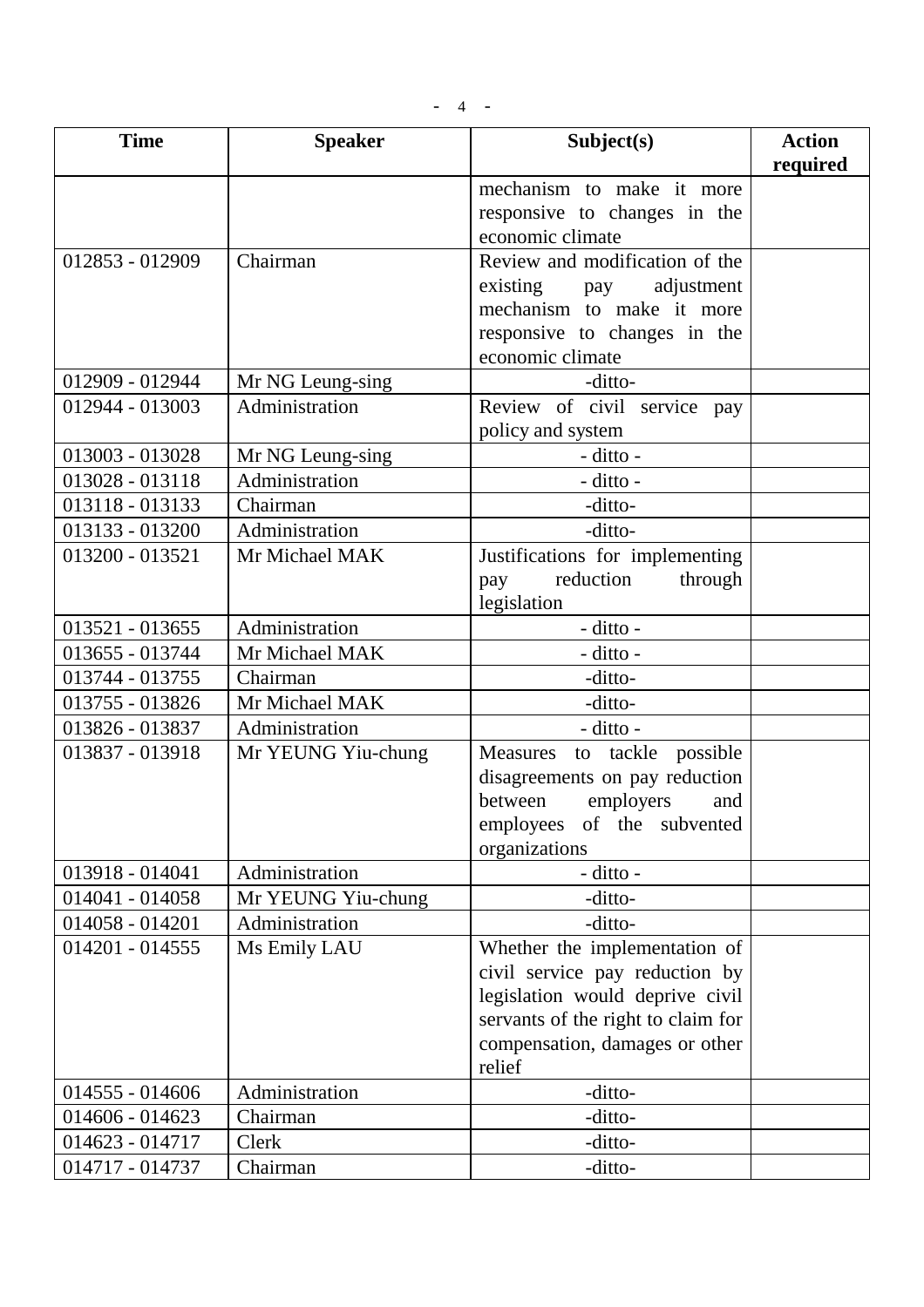| Time | Speaker | Subject(s) | Action required |
|---|---|---|---|
| | | mechanism to make it more responsive to changes in the economic climate | |
| 012853 - 012909 | Chairman | Review and modification of the existing pay adjustment mechanism to make it more responsive to changes in the economic climate | |
| 012909 - 012944 | Mr NG Leung-sing | -ditto- | |
| 012944 - 013003 | Administration | Review of civil service pay policy and system | |
| 013003 - 013028 | Mr NG Leung-sing | - ditto - | |
| 013028 - 013118 | Administration | - ditto - | |
| 013118 - 013133 | Chairman | -ditto- | |
| 013133 - 013200 | Administration | -ditto- | |
| 013200 - 013521 | Mr Michael MAK | Justifications for implementing pay reduction through legislation | |
| 013521 - 013655 | Administration | - ditto - | |
| 013655 - 013744 | Mr Michael MAK | - ditto - | |
| 013744 - 013755 | Chairman | -ditto- | |
| 013755 - 013826 | Mr Michael MAK | -ditto- | |
| 013826 - 013837 | Administration | - ditto - | |
| 013837 - 013918 | Mr YEUNG Yiu-chung | Measures to tackle possible disagreements on pay reduction between employers and employees of the subvented organizations | |
| 013918 - 014041 | Administration | - ditto - | |
| 014041 - 014058 | Mr YEUNG Yiu-chung | -ditto- | |
| 014058 - 014201 | Administration | -ditto- | |
| 014201 - 014555 | Ms Emily LAU | Whether the implementation of civil service pay reduction by legislation would deprive civil servants of the right to claim for compensation, damages or other relief | |
| 014555 - 014606 | Administration | -ditto- | |
| 014606 - 014623 | Chairman | -ditto- | |
| 014623 - 014717 | Clerk | -ditto- | |
| 014717 - 014737 | Chairman | -ditto- | |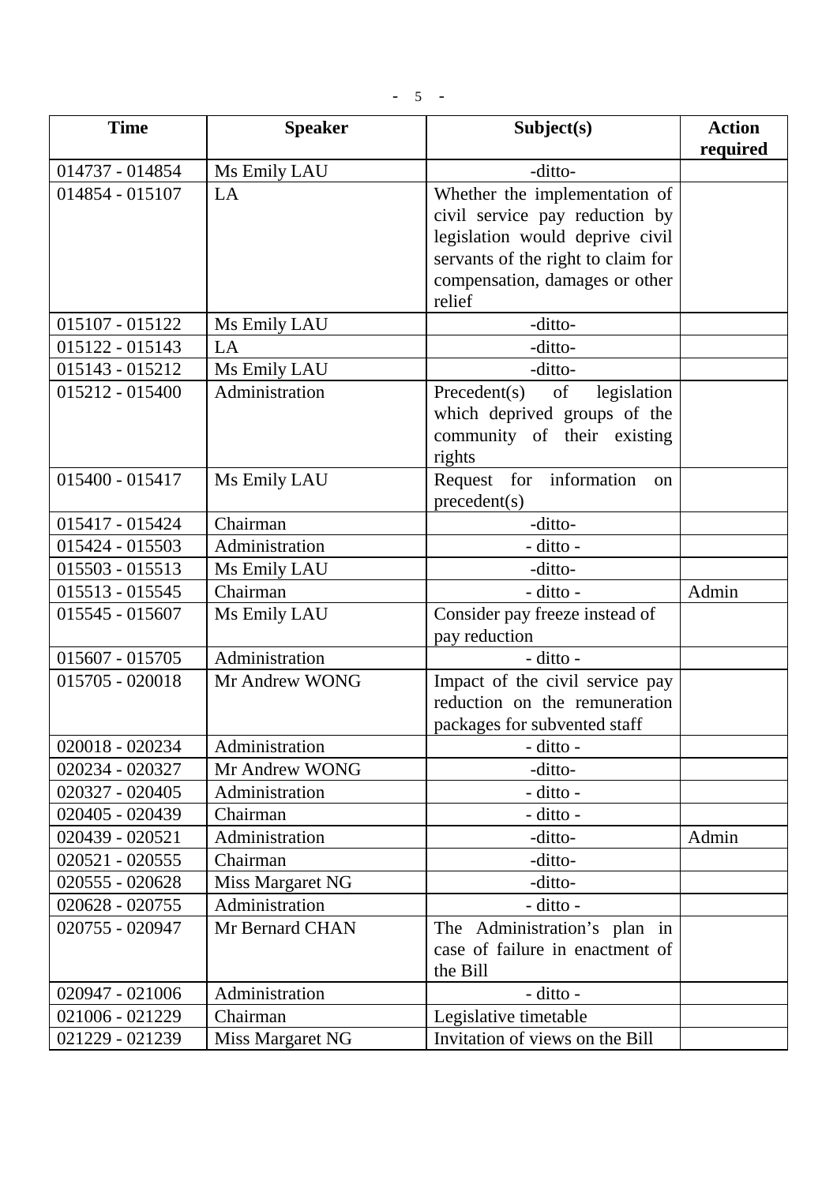| Time | Speaker | Subject(s) | Action required |
|---|---|---|---|
| 014737 - 014854 | Ms Emily LAU | -ditto- | |
| 014854 - 015107 | LA | Whether the implementation of civil service pay reduction by legislation would deprive civil servants of the right to claim for compensation, damages or other relief | |
| 015107 - 015122 | Ms Emily LAU | -ditto- | |
| 015122 - 015143 | LA | -ditto- | |
| 015143 - 015212 | Ms Emily LAU | -ditto- | |
| 015212 - 015400 | Administration | Precedent(s) of legislation which deprived groups of the community of their existing rights | |
| 015400 - 015417 | Ms Emily LAU | Request for information on precedent(s) | |
| 015417 - 015424 | Chairman | -ditto- | |
| 015424 - 015503 | Administration | - ditto - | |
| 015503 - 015513 | Ms Emily LAU | -ditto- | |
| 015513 - 015545 | Chairman | - ditto - | Admin |
| 015545 - 015607 | Ms Emily LAU | Consider pay freeze instead of pay reduction | |
| 015607 - 015705 | Administration | - ditto - | |
| 015705 - 020018 | Mr Andrew WONG | Impact of the civil service pay reduction on the remuneration packages for subvented staff | |
| 020018 - 020234 | Administration | - ditto - | |
| 020234 - 020327 | Mr Andrew WONG | -ditto- | |
| 020327 - 020405 | Administration | - ditto - | |
| 020405 - 020439 | Chairman | - ditto - | |
| 020439 - 020521 | Administration | -ditto- | Admin |
| 020521 - 020555 | Chairman | -ditto- | |
| 020555 - 020628 | Miss Margaret NG | -ditto- | |
| 020628 - 020755 | Administration | - ditto - | |
| 020755 - 020947 | Mr Bernard CHAN | The Administration's plan in case of failure in enactment of the Bill | |
| 020947 - 021006 | Administration | - ditto - | |
| 021006 - 021229 | Chairman | Legislative timetable | |
| 021229 - 021239 | Miss Margaret NG | Invitation of views on the Bill | |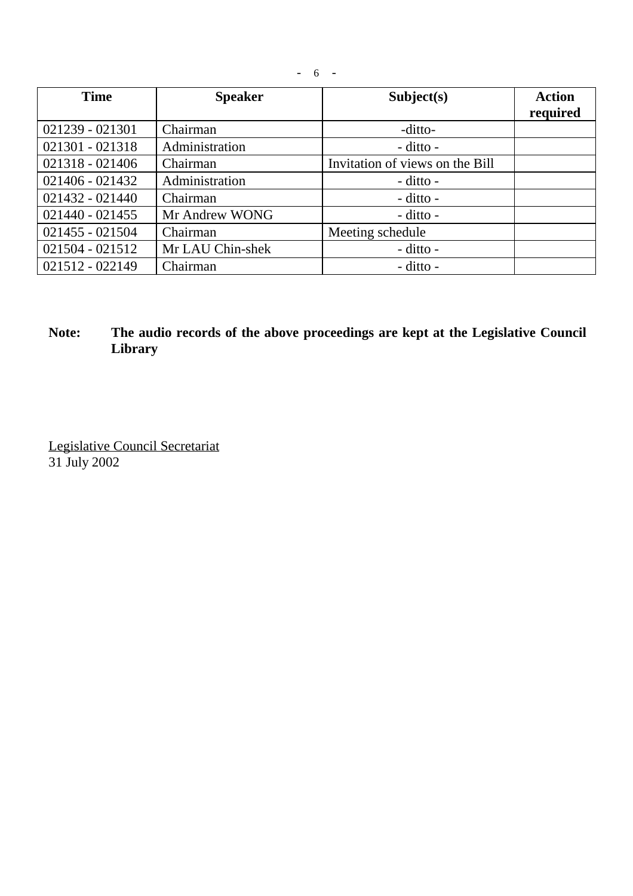| Time | Speaker | Subject(s) | Action required |
|---|---|---|---|
| 021239 - 021301 | Chairman | -ditto- | |
| 021301 - 021318 | Administration | - ditto - | |
| 021318 - 021406 | Chairman | Invitation of views on the Bill | |
| 021406 - 021432 | Administration | - ditto - | |
| 021432 - 021440 | Chairman | - ditto - | |
| 021440 - 021455 | Mr Andrew WONG | - ditto - | |
| 021455 - 021504 | Chairman | Meeting schedule | |
| 021504 - 021512 | Mr LAU Chin-shek | - ditto - | |
| 021512 - 022149 | Chairman | - ditto - | |

**Note: The audio records of the above proceedings are kept at the Legislative Council Library**

Legislative Council Secretariat
31 July 2002